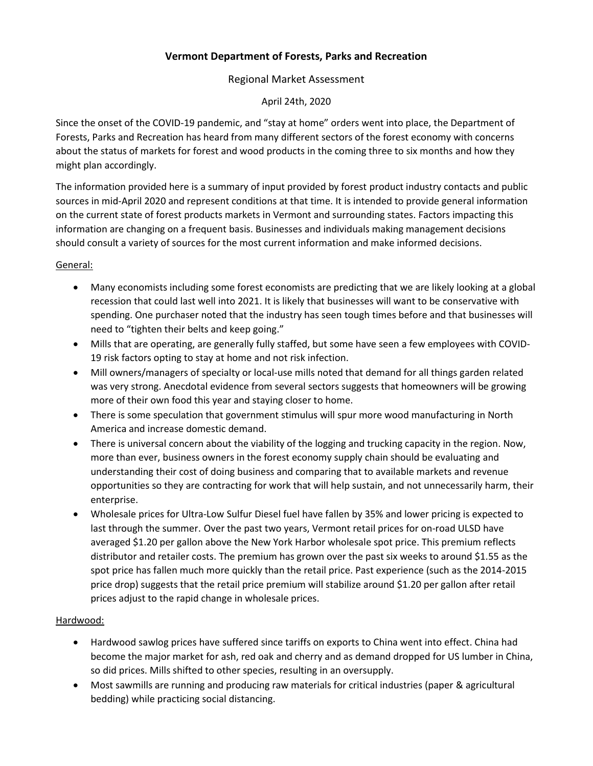# Vermont Department of Forests, Parks and Recreation

## Regional Market Assessment

April 24th, 2020

Since the onset of the COVID-19 pandemic, and "stay at home" orders went into place, the Department of Forests, Parks and Recreation has heard from many different sectors of the forest economy with concerns about the status of markets for forest and wood products in the coming three to six months and how they might plan accordingly.

The information provided here is a summary of input provided by forest product industry contacts and public sources in mid-April 2020 and represent conditions at that time. It is intended to provide general information on the current state of forest products markets in Vermont and surrounding states. Factors impacting this information are changing on a frequent basis. Businesses and individuals making management decisions should consult a variety of sources for the most current information and make informed decisions.

<u>General:</u>

- Many economists including some forest economists are predicting that we are likely looking at a global recession that could last well into 2021. It is likely that businesses will want to be conservative with spending. One purchaser noted that the industry has seen tough times before and that businesses will need to "tighten their belts and keep going."
- Mills that are operating, are generally fully staffed, but some have seen a few employees with COVID-19 risk factors opting to stay at home and not risk infection.
- Mill owners/managers of specialty or local-use mills noted that demand for all things garden related was very strong. Anecdotal evidence from several sectors suggests that homeowners will be growing more of their own food this year and staying closer to home.
- There is some speculation that government stimulus will spur more wood manufacturing in North America and increase domestic demand.
- There is universal concern about the viability of the logging and trucking capacity in the region. Now, more than ever, business owners in the forest economy supply chain should be evaluating and understanding their cost of doing business and comparing that to available markets and revenue opportunities so they are contracting for work that will help sustain, and not unnecessarily harm, their enterprise.
- Wholesale prices for Ultra-Low Sulfur Diesel fuel have fallen by 35% and lower pricing is expected to last through the summer. Over the past two years, Vermont retail prices for on-road ULSD have averaged $1.20 per gallon above the New York Harbor wholesale spot price. This premium reflects distributor and retailer costs. The premium has grown over the past six weeks to around $1.55 as the spot price has fallen much more quickly than the retail price. Past experience (such as the 2014-2015 price drop) suggests that the retail price premium will stabilize around $1.20 per gallon after retail prices adjust to the rapid change in wholesale prices.

<u>Hardwood:</u>

- Hardwood sawlog prices have suffered since tariffs on exports to China went into effect. China had become the major market for ash, red oak and cherry and as demand dropped for US lumber in China, so did prices. Mills shifted to other species, resulting in an oversupply.
- Most sawmills are running and producing raw materials for critical industries (paper & agricultural bedding) while practicing social distancing.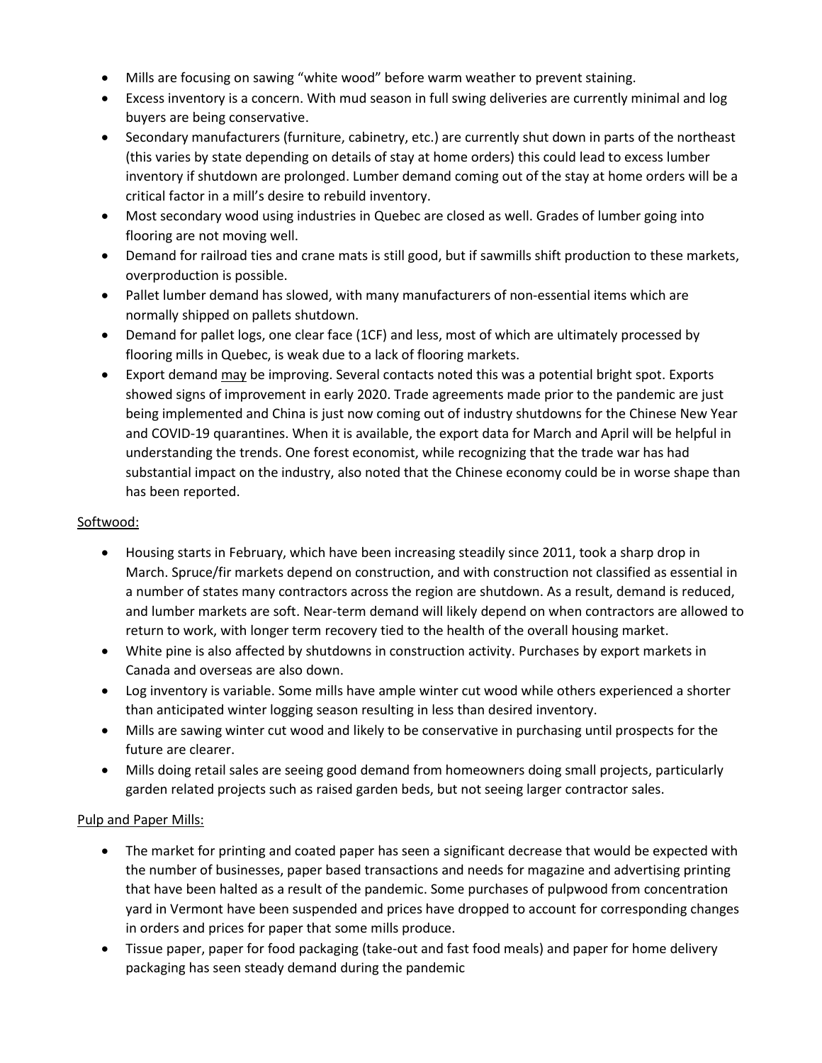- Mills are focusing on sawing "white wood" before warm weather to prevent staining.
- Excess inventory is a concern. With mud season in full swing deliveries are currently minimal and log buyers are being conservative.
- Secondary manufacturers (furniture, cabinetry, etc.) are currently shut down in parts of the northeast (this varies by state depending on details of stay at home orders) this could lead to excess lumber inventory if shutdown are prolonged. Lumber demand coming out of the stay at home orders will be a critical factor in a mill's desire to rebuild inventory.
- Most secondary wood using industries in Quebec are closed as well. Grades of lumber going into flooring are not moving well.
- Demand for railroad ties and crane mats is still good, but if sawmills shift production to these markets, overproduction is possible.
- Pallet lumber demand has slowed, with many manufacturers of non-essential items which are normally shipped on pallets shutdown.
- Demand for pallet logs, one clear face (1CF) and less, most of which are ultimately processed by flooring mills in Quebec, is weak due to a lack of flooring markets.
- Export demand <u>may</u> be improving. Several contacts noted this was a potential bright spot. Exports showed signs of improvement in early 2020. Trade agreements made prior to the pandemic are just being implemented and China is just now coming out of industry shutdowns for the Chinese New Year and COVID-19 quarantines. When it is available, the export data for March and April will be helpful in understanding the trends. One forest economist, while recognizing that the trade war has had substantial impact on the industry, also noted that the Chinese economy could be in worse shape than has been reported.

<u>Softwood:</u>

- Housing starts in February, which have been increasing steadily since 2011, took a sharp drop in March. Spruce/fir markets depend on construction, and with construction not classified as essential in a number of states many contractors across the region are shutdown. As a result, demand is reduced, and lumber markets are soft. Near-term demand will likely depend on when contractors are allowed to return to work, with longer term recovery tied to the health of the overall housing market.
- White pine is also affected by shutdowns in construction activity. Purchases by export markets in Canada and overseas are also down.
- Log inventory is variable. Some mills have ample winter cut wood while others experienced a shorter than anticipated winter logging season resulting in less than desired inventory.
- Mills are sawing winter cut wood and likely to be conservative in purchasing until prospects for the future are clearer.
- Mills doing retail sales are seeing good demand from homeowners doing small projects, particularly garden related projects such as raised garden beds, but not seeing larger contractor sales.

<u>Pulp and Paper Mills:</u>

- The market for printing and coated paper has seen a significant decrease that would be expected with the number of businesses, paper based transactions and needs for magazine and advertising printing that have been halted as a result of the pandemic. Some purchases of pulpwood from concentration yard in Vermont have been suspended and prices have dropped to account for corresponding changes in orders and prices for paper that some mills produce.
- Tissue paper, paper for food packaging (take-out and fast food meals) and paper for home delivery packaging has seen steady demand during the pandemic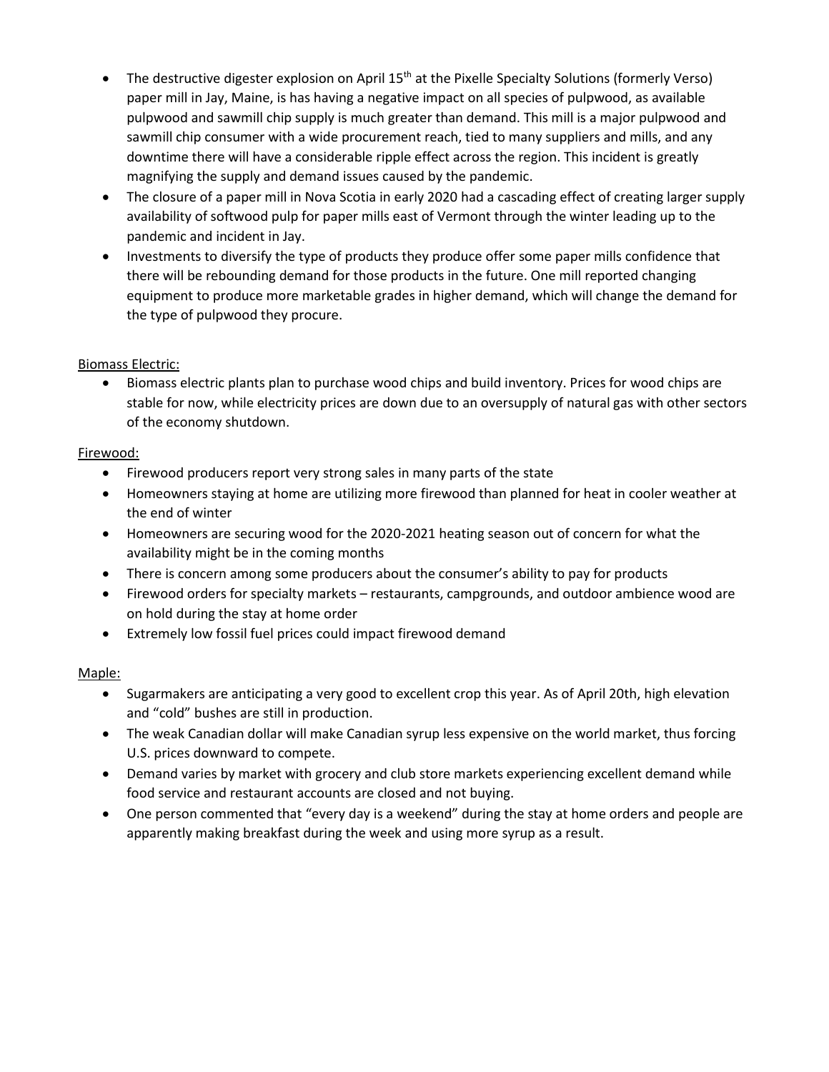- The destructive digester explosion on April 15th at the Pixelle Specialty Solutions (formerly Verso) paper mill in Jay, Maine, is has having a negative impact on all species of pulpwood, as available pulpwood and sawmill chip supply is much greater than demand. This mill is a major pulpwood and sawmill chip consumer with a wide procurement reach, tied to many suppliers and mills, and any downtime there will have a considerable ripple effect across the region. This incident is greatly magnifying the supply and demand issues caused by the pandemic.
- The closure of a paper mill in Nova Scotia in early 2020 had a cascading effect of creating larger supply availability of softwood pulp for paper mills east of Vermont through the winter leading up to the pandemic and incident in Jay.
- Investments to diversify the type of products they produce offer some paper mills confidence that there will be rebounding demand for those products in the future. One mill reported changing equipment to produce more marketable grades in higher demand, which will change the demand for the type of pulpwood they procure.

<u>Biomass Electric:</u>

- Biomass electric plants plan to purchase wood chips and build inventory. Prices for wood chips are stable for now, while electricity prices are down due to an oversupply of natural gas with other sectors of the economy shutdown.

<u>Firewood:</u>

- Firewood producers report very strong sales in many parts of the state
- Homeowners staying at home are utilizing more firewood than planned for heat in cooler weather at the end of winter
- Homeowners are securing wood for the 2020-2021 heating season out of concern for what the availability might be in the coming months
- There is concern among some producers about the consumer's ability to pay for products
- Firewood orders for specialty markets – restaurants, campgrounds, and outdoor ambience wood are on hold during the stay at home order
- Extremely low fossil fuel prices could impact firewood demand

<u>Maple:</u>

- Sugarmakers are anticipating a very good to excellent crop this year. As of April 20th, high elevation and "cold" bushes are still in production.
- The weak Canadian dollar will make Canadian syrup less expensive on the world market, thus forcing U.S. prices downward to compete.
- Demand varies by market with grocery and club store markets experiencing excellent demand while food service and restaurant accounts are closed and not buying.
- One person commented that "every day is a weekend" during the stay at home orders and people are apparently making breakfast during the week and using more syrup as a result.